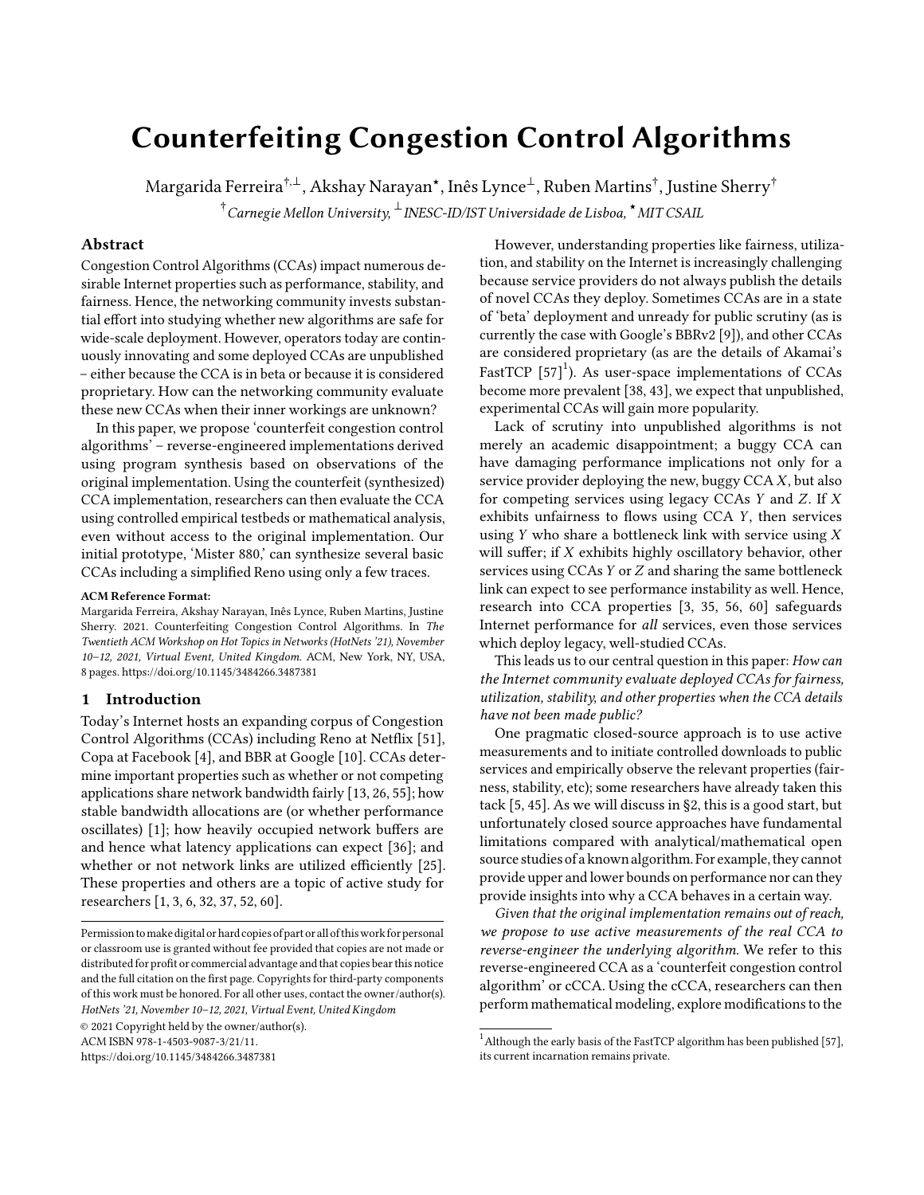# Counterfeiting Congestion Control Algorithms

Margarida Ferreira[†,⊥], Akshay Narayan[⋆], Inês Lynce[⊥], Ruben Martins[†], Justine Sherry[†]

[†]*Carnegie Mellon University*, [⊥]*INESC-ID/IST Universidade de Lisboa*, [⋆]*MIT CSAIL*

## Abstract

Congestion Control Algorithms (CCAs) impact numerous desirable Internet properties such as performance, stability, and fairness. Hence, the networking community invests substantial effort into studying whether new algorithms are safe for wide-scale deployment. However, operators today are continuously innovating and some deployed CCAs are unpublished – either because the CCA is in beta or because it is considered proprietary. How can the networking community evaluate these new CCAs when their inner workings are unknown?

In this paper, we propose 'counterfeit congestion control algorithms' – reverse-engineered implementations derived using program synthesis based on observations of the original implementation. Using the counterfeit (synthesized) CCA implementation, researchers can then evaluate the CCA using controlled empirical testbeds or mathematical analysis, even without access to the original implementation. Our initial prototype, 'Mister 880,' can synthesize several basic CCAs including a simplified Reno using only a few traces.

**ACM Reference Format:**

Margarida Ferreira, Akshay Narayan, Inês Lynce, Ruben Martins, Justine Sherry. 2021. Counterfeiting Congestion Control Algorithms. In *The Twentieth ACM Workshop on Hot Topics in Networks (HotNets '21), November 10–12, 2021, Virtual Event, United Kingdom.* ACM, New York, NY, USA, 8 pages. https://doi.org/10.1145/3484266.3487381

## 1 Introduction

Today's Internet hosts an expanding corpus of Congestion Control Algorithms (CCAs) including Reno at Netflix [51], Copa at Facebook [4], and BBR at Google [10]. CCAs determine important properties such as whether or not competing applications share network bandwidth fairly [13, 26, 55]; how stable bandwidth allocations are (or whether performance oscillates) [1]; how heavily occupied network buffers are and hence what latency applications can expect [36]; and whether or not network links are utilized efficiently [25]. These properties and others are a topic of active study for researchers [1, 3, 6, 32, 37, 52, 60].

Permission to make digital or hard copies of part or all of this work for personal or classroom use is granted without fee provided that copies are not made or distributed for profit or commercial advantage and that copies bear this notice and the full citation on the first page. Copyrights for third-party components of this work must be honored. For all other uses, contact the owner/author(s).
*HotNets '21, November 10–12, 2021, Virtual Event, United Kingdom*
© 2021 Copyright held by the owner/author(s).
ACM ISBN 978-1-4503-9087-3/21/11.
https://doi.org/10.1145/3484266.3487381

However, understanding properties like fairness, utilization, and stability on the Internet is increasingly challenging because service providers do not always publish the details of novel CCAs they deploy. Sometimes CCAs are in a state of 'beta' deployment and unready for public scrutiny (as is currently the case with Google's BBRv2 [9]), and other CCAs are considered proprietary (as are the details of Akamai's FastTCP [57][1]). As user-space implementations of CCAs become more prevalent [38, 43], we expect that unpublished, experimental CCAs will gain more popularity.

Lack of scrutiny into unpublished algorithms is not merely an academic disappointment; a buggy CCA can have damaging performance implications not only for a service provider deploying the new, buggy CCA $X$, but also for competing services using legacy CCAs $Y$ and $Z$. If $X$ exhibits unfairness to flows using CCA $Y$, then services using $Y$ who share a bottleneck link with service using $X$ will suffer; if $X$ exhibits highly oscillatory behavior, other services using CCAs $Y$ or $Z$ and sharing the same bottleneck link can expect to see performance instability as well. Hence, research into CCA properties [3, 35, 56, 60] safeguards Internet performance for *all* services, even those services which deploy legacy, well-studied CCAs.

This leads us to our central question in this paper: *How can the Internet community evaluate deployed CCAs for fairness, utilization, stability, and other properties when the CCA details have not been made public?*

One pragmatic closed-source approach is to use active measurements and to initiate controlled downloads to public services and empirically observe the relevant properties (fairness, stability, etc); some researchers have already taken this tack [5, 45]. As we will discuss in §2, this is a good start, but unfortunately closed source approaches have fundamental limitations compared with analytical/mathematical open source studies of a known algorithm. For example, they cannot provide upper and lower bounds on performance nor can they provide insights into why a CCA behaves in a certain way.

*Given that the original implementation remains out of reach, we propose to use active measurements of the real CCA to reverse-engineer the underlying algorithm.* We refer to this reverse-engineered CCA as a 'counterfeit congestion control algorithm' or cCCA. Using the cCCA, researchers can then perform mathematical modeling, explore modifications to the

[1] Although the early basis of the FastTCP algorithm has been published [57], its current incarnation remains private.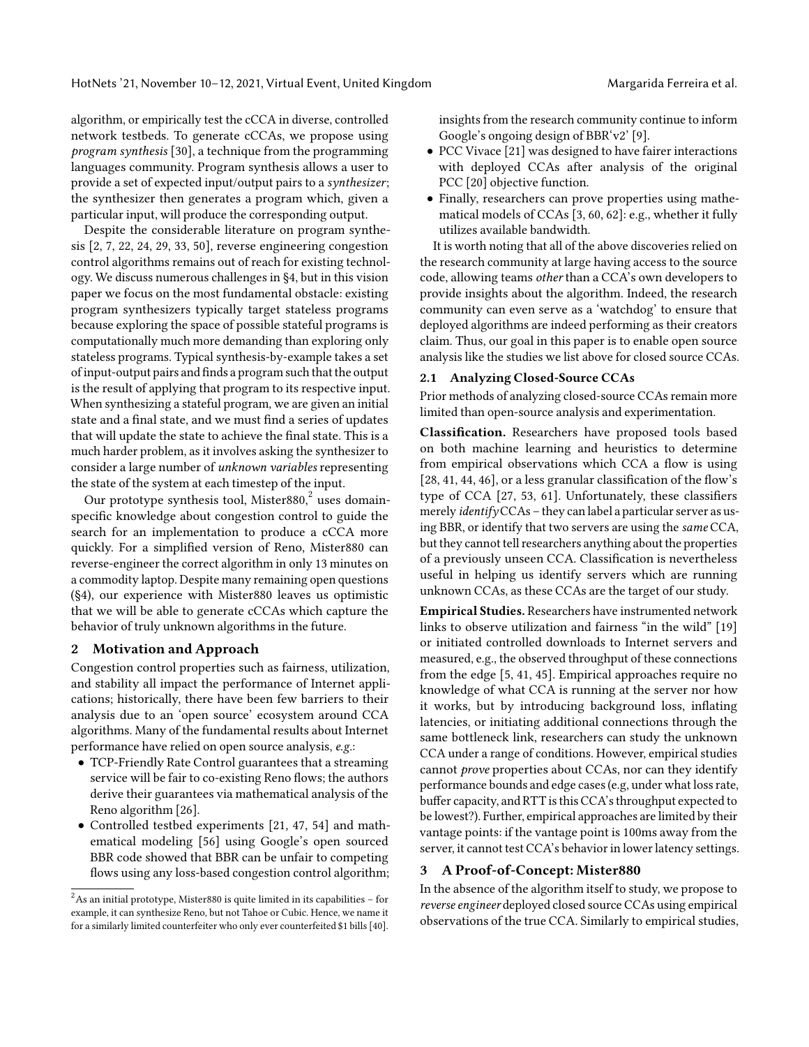algorithm, or empirically test the cCCA in diverse, controlled network testbeds. To generate cCCAs, we propose using *program synthesis* [30], a technique from the programming languages community. Program synthesis allows a user to provide a set of expected input/output pairs to a *synthesizer*; the synthesizer then generates a program which, given a particular input, will produce the corresponding output.

Despite the considerable literature on program synthesis [2, 7, 22, 24, 29, 33, 50], reverse engineering congestion control algorithms remains out of reach for existing technology. We discuss numerous challenges in §4, but in this vision paper we focus on the most fundamental obstacle: existing program synthesizers typically target stateless programs because exploring the space of possible stateful programs is computationally much more demanding than exploring only stateless programs. Typical synthesis-by-example takes a set of input-output pairs and finds a program such that the output is the result of applying that program to its respective input. When synthesizing a stateful program, we are given an initial state and a final state, and we must find a series of updates that will update the state to achieve the final state. This is a much harder problem, as it involves asking the synthesizer to consider a large number of *unknown variables* representing the state of the system at each timestep of the input.

Our prototype synthesis tool, Mister880,[2] uses domain-specific knowledge about congestion control to guide the search for an implementation to produce a cCCA more quickly. For a simplified version of Reno, Mister880 can reverse-engineer the correct algorithm in only 13 minutes on a commodity laptop. Despite many remaining open questions (§4), our experience with Mister880 leaves us optimistic that we will be able to generate cCCAs which capture the behavior of truly unknown algorithms in the future.

[2] As an initial prototype, Mister880 is quite limited in its capabilities – for example, it can synthesize Reno, but not Tahoe or Cubic. Hence, we name it for a similarly limited counterfeiter who only ever counterfeited $1 bills [40].

## 2 Motivation and Approach

Congestion control properties such as fairness, utilization, and stability all impact the performance of Internet applications; historically, there have been few barriers to their analysis due to an 'open source' ecosystem around CCA algorithms. Many of the fundamental results about Internet performance have relied on open source analysis, *e.g.*:

- TCP-Friendly Rate Control guarantees that a streaming service will be fair to co-existing Reno flows; the authors derive their guarantees via mathematical analysis of the Reno algorithm [26].
- Controlled testbed experiments [21, 47, 54] and mathematical modeling [56] using Google's open sourced BBR code showed that BBR can be unfair to competing flows using any loss-based congestion control algorithm; insights from the research community continue to inform Google's ongoing design of BBR'v2' [9].
- PCC Vivace [21] was designed to have fairer interactions with deployed CCAs after analysis of the original PCC [20] objective function.
- Finally, researchers can prove properties using mathematical models of CCAs [3, 60, 62]: e.g., whether it fully utilizes available bandwidth.

It is worth noting that all of the above discoveries relied on the research community at large having access to the source code, allowing teams *other* than a CCA's own developers to provide insights about the algorithm. Indeed, the research community can even serve as a 'watchdog' to ensure that deployed algorithms are indeed performing as their creators claim. Thus, our goal in this paper is to enable open source analysis like the studies we list above for closed source CCAs.

### 2.1 Analyzing Closed-Source CCAs

Prior methods of analyzing closed-source CCAs remain more limited than open-source analysis and experimentation.

**Classification.** Researchers have proposed tools based on both machine learning and heuristics to determine from empirical observations which CCA a flow is using [28, 41, 44, 46], or a less granular classification of the flow's type of CCA [27, 53, 61]. Unfortunately, these classifiers merely *identify* CCAs – they can label a particular server as using BBR, or identify that two servers are using the *same* CCA, but they cannot tell researchers anything about the properties of a previously unseen CCA. Classification is nevertheless useful in helping us identify servers which are running unknown CCAs, as these CCAs are the target of our study.

**Empirical Studies.** Researchers have instrumented network links to observe utilization and fairness "in the wild" [19] or initiated controlled downloads to Internet servers and measured, e.g., the observed throughput of these connections from the edge [5, 41, 45]. Empirical approaches require no knowledge of what CCA is running at the server nor how it works, but by introducing background loss, inflating latencies, or initiating additional connections through the same bottleneck link, researchers can study the unknown CCA under a range of conditions. However, empirical studies cannot *prove* properties about CCAs, nor can they identify performance bounds and edge cases (e.g, under what loss rate, buffer capacity, and RTT is this CCA's throughput expected to be lowest?). Further, empirical approaches are limited by their vantage points: if the vantage point is 100ms away from the server, it cannot test CCA's behavior in lower latency settings.

## 3 A Proof-of-Concept: Mister880

In the absence of the algorithm itself to study, we propose to *reverse engineer* deployed closed source CCAs using empirical observations of the true CCA. Similarly to empirical studies,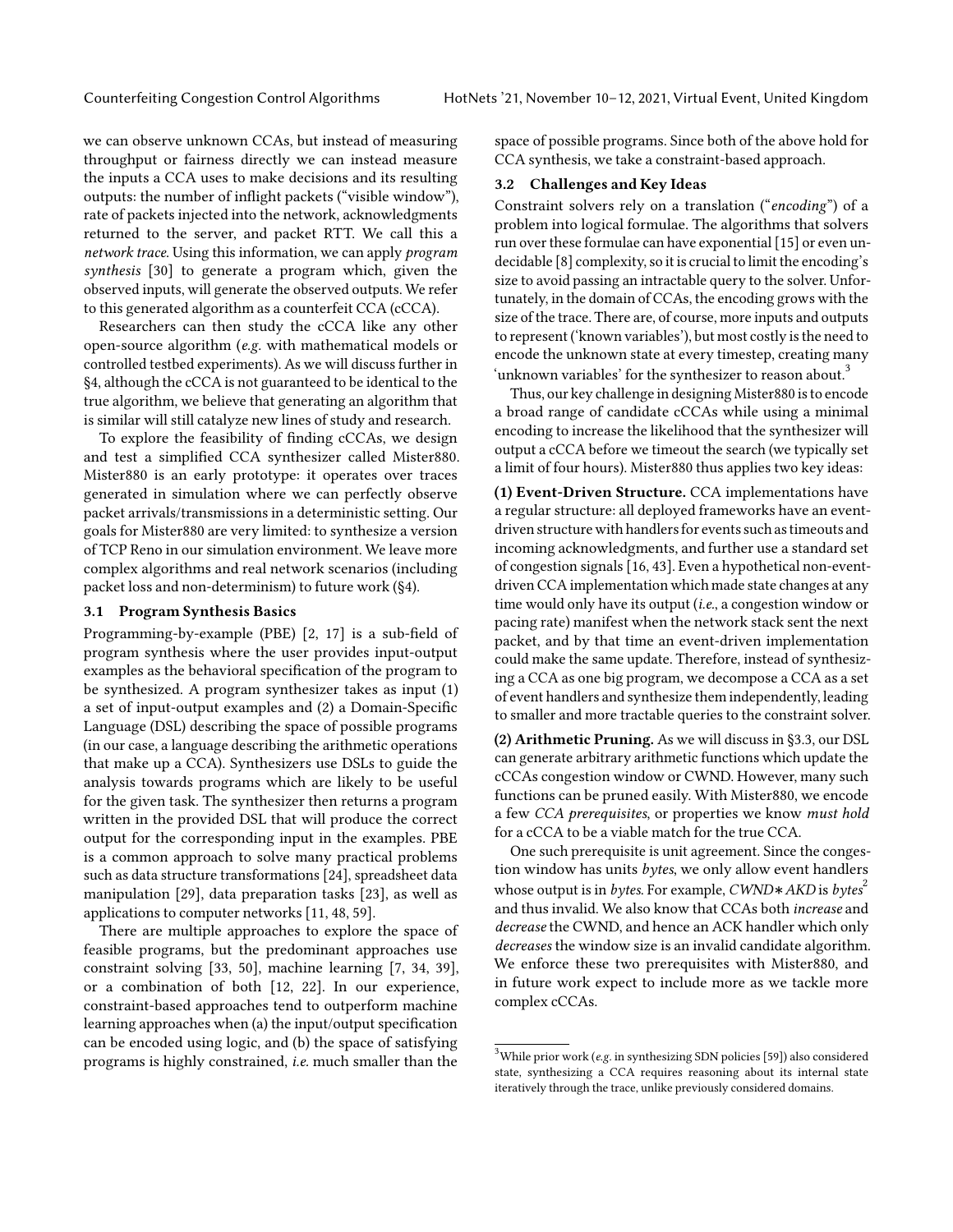we can observe unknown CCAs, but instead of measuring throughput or fairness directly we can instead measure the inputs a CCA uses to make decisions and its resulting outputs: the number of inflight packets ("visible window"), rate of packets injected into the network, acknowledgments returned to the server, and packet RTT. We call this a *network trace*. Using this information, we can apply *program synthesis* [30] to generate a program which, given the observed inputs, will generate the observed outputs. We refer to this generated algorithm as a counterfeit CCA (cCCA).

Researchers can then study the cCCA like any other open-source algorithm (*e.g.* with mathematical models or controlled testbed experiments). As we will discuss further in §4, although the cCCA is not guaranteed to be identical to the true algorithm, we believe that generating an algorithm that is similar will still catalyze new lines of study and research.

To explore the feasibility of finding cCCAs, we design and test a simplified CCA synthesizer called Mister880. Mister880 is an early prototype: it operates over traces generated in simulation where we can perfectly observe packet arrivals/transmissions in a deterministic setting. Our goals for Mister880 are very limited: to synthesize a version of TCP Reno in our simulation environment. We leave more complex algorithms and real network scenarios (including packet loss and non-determinism) to future work (§4).

### 3.1 Program Synthesis Basics

Programming-by-example (PBE) [2, 17] is a sub-field of program synthesis where the user provides input-output examples as the behavioral specification of the program to be synthesized. A program synthesizer takes as input (1) a set of input-output examples and (2) a Domain-Specific Language (DSL) describing the space of possible programs (in our case, a language describing the arithmetic operations that make up a CCA). Synthesizers use DSLs to guide the analysis towards programs which are likely to be useful for the given task. The synthesizer then returns a program written in the provided DSL that will produce the correct output for the corresponding input in the examples. PBE is a common approach to solve many practical problems such as data structure transformations [24], spreadsheet data manipulation [29], data preparation tasks [23], as well as applications to computer networks [11, 48, 59].

There are multiple approaches to explore the space of feasible programs, but the predominant approaches use constraint solving [33, 50], machine learning [7, 34, 39], or a combination of both [12, 22]. In our experience, constraint-based approaches tend to outperform machine learning approaches when (a) the input/output specification can be encoded using logic, and (b) the space of satisfying programs is highly constrained, *i.e.* much smaller than the space of possible programs. Since both of the above hold for CCA synthesis, we take a constraint-based approach.

### 3.2 Challenges and Key Ideas

Constraint solvers rely on a translation ("*encoding*") of a problem into logical formulae. The algorithms that solvers run over these formulae can have exponential [15] or even undecidable [8] complexity, so it is crucial to limit the encoding's size to avoid passing an intractable query to the solver. Unfortunately, in the domain of CCAs, the encoding grows with the size of the trace. There are, of course, more inputs and outputs to represent ('known variables'), but most costly is the need to encode the unknown state at every timestep, creating many 'unknown variables' for the synthesizer to reason about.[3]

Thus, our key challenge in designing Mister880 is to encode a broad range of candidate cCCAs while using a minimal encoding to increase the likelihood that the synthesizer will output a cCCA before we timeout the search (we typically set a limit of four hours). Mister880 thus applies two key ideas:

**(1) Event-Driven Structure.** CCA implementations have a regular structure: all deployed frameworks have an event-driven structure with handlers for events such as timeouts and incoming acknowledgments, and further use a standard set of congestion signals [16, 43]. Even a hypothetical non-event-driven CCA implementation which made state changes at any time would only have its output (*i.e.*, a congestion window or pacing rate) manifest when the network stack sent the next packet, and by that time an event-driven implementation could make the same update. Therefore, instead of synthesizing a CCA as one big program, we decompose a CCA as a set of event handlers and synthesize them independently, leading to smaller and more tractable queries to the constraint solver.

**(2) Arithmetic Pruning.** As we will discuss in §3.3, our DSL can generate arbitrary arithmetic functions which update the cCCAs congestion window or CWND. However, many such functions can be pruned easily. With Mister880, we encode a few *CCA prerequisites*, or properties we know *must hold* for a cCCA to be a viable match for the true CCA.

One such prerequisite is unit agreement. Since the congestion window has units *bytes*, we only allow event handlers whose output is in *bytes*. For example, $CWND * AKD$ is $bytes^2$ and thus invalid. We also know that CCAs both *increase* and *decrease* the CWND, and hence an ACK handler which only *decreases* the window size is an invalid candidate algorithm. We enforce these two prerequisites with Mister880, and in future work expect to include more as we tackle more complex cCCAs.

[3] While prior work (*e.g.* in synthesizing SDN policies [59]) also considered state, synthesizing a CCA requires reasoning about its internal state iteratively through the trace, unlike previously considered domains.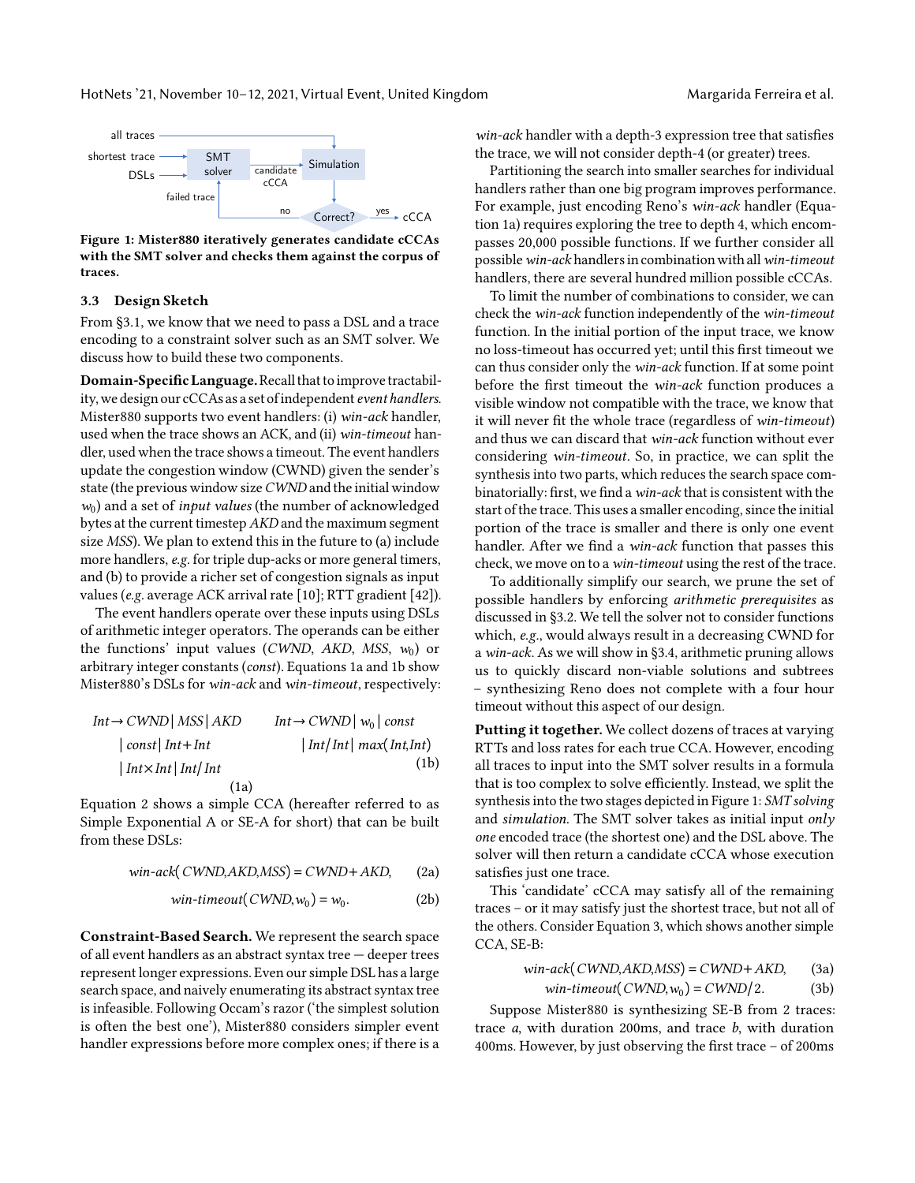**Figure 1: Mister880 iteratively generates candidate cCCAs with the SMT solver and checks them against the corpus of traces.**

### 3.3 Design Sketch

From §3.1, we know that we need to pass a DSL and a trace encoding to a constraint solver such as an SMT solver. We discuss how to build these two components.

**Domain-Specific Language.** Recall that to improve tractability, we design our cCCAs as a set of independent *event handlers*. Mister880 supports two event handlers: (i) *win-ack* handler, used when the trace shows an ACK, and (ii) *win-timeout* handler, used when the trace shows a timeout. The event handlers update the congestion window (CWND) given the sender's state (the previous window size *CWND* and the initial window $w_0$) and a set of *input values* (the number of acknowledged bytes at the current timestep *AKD* and the maximum segment size *MSS*). We plan to extend this in the future to (a) include more handlers, *e.g.* for triple dup-acks or more general timers, and (b) to provide a richer set of congestion signals as input values (*e.g.* average ACK arrival rate [10]; RTT gradient [42]).

The event handlers operate over these inputs using DSLs of arithmetic integer operators. The operands can be either the functions' input values (*CWND*, *AKD*, *MSS*, $w_0$) or arbitrary integer constants (*const*). Equations 1a and 1b show Mister880's DSLs for *win-ack* and *win-timeout*, respectively:

$$
\begin{aligned}
Int \rightarrow\ & CWND \mid MSS \mid AKD \\
& \mid const \mid Int + Int \\
& \mid Int \times Int \mid Int / Int
\end{aligned}
\qquad (1a)
$$

$$
\begin{aligned}
Int \rightarrow\ & CWND \mid w_0 \mid const \\
& \mid Int / Int \mid max(Int, Int)
\end{aligned}
\qquad (1b)
$$

Equation 2 shows a simple CCA (hereafter referred to as Simple Exponential A or SE-A for short) that can be built from these DSLs:

$$win\text{-}ack(CWND, AKD, MSS) = CWND + AKD, \qquad (2a)$$

$$win\text{-}timeout(CWND, w_0) = w_0. \qquad (2b)$$

**Constraint-Based Search.** We represent the search space of all event handlers as an abstract syntax tree — deeper trees represent longer expressions. Even our simple DSL has a large search space, and naively enumerating its abstract syntax tree is infeasible. Following Occam's razor ('the simplest solution is often the best one'), Mister880 considers simpler event handler expressions before more complex ones; if there is a *win-ack* handler with a depth-3 expression tree that satisfies the trace, we will not consider depth-4 (or greater) trees.

Partitioning the search into smaller searches for individual handlers rather than one big program improves performance. For example, just encoding Reno's *win-ack* handler (Equation 1a) requires exploring the tree to depth 4, which encompasses 20,000 possible functions. If we further consider all possible *win-ack* handlers in combination with all *win-timeout* handlers, there are several hundred million possible cCCAs.

To limit the number of combinations to consider, we can check the *win-ack* function independently of the *win-timeout* function. In the initial portion of the input trace, we know no loss-timeout has occurred yet; until this first timeout we can thus consider only the *win-ack* function. If at some point before the first timeout the *win-ack* function produces a visible window not compatible with the trace, we know that it will never fit the whole trace (regardless of *win-timeout*) and thus we can discard that *win-ack* function without ever considering *win-timeout*. So, in practice, we can split the synthesis into two parts, which reduces the search space combinatorially: first, we find a *win-ack* that is consistent with the start of the trace. This uses a smaller encoding, since the initial portion of the trace is smaller and there is only one event handler. After we find a *win-ack* function that passes this check, we move on to a *win-timeout* using the rest of the trace.

To additionally simplify our search, we prune the set of possible handlers by enforcing *arithmetic prerequisites* as discussed in §3.2. We tell the solver not to consider functions which, *e.g.*, would always result in a decreasing CWND for a *win-ack*. As we will show in §3.4, arithmetic pruning allows us to quickly discard non-viable solutions and subtrees – synthesizing Reno does not complete with a four hour timeout without this aspect of our design.

**Putting it together.** We collect dozens of traces at varying RTTs and loss rates for each true CCA. However, encoding all traces to input into the SMT solver results in a formula that is too complex to solve efficiently. Instead, we split the synthesis into the two stages depicted in Figure 1: *SMT solving* and *simulation*. The SMT solver takes as initial input *only one* encoded trace (the shortest one) and the DSL above. The solver will then return a candidate cCCA whose execution satisfies just one trace.

This 'candidate' cCCA may satisfy all of the remaining traces – or it may satisfy just the shortest trace, but not all of the others. Consider Equation 3, which shows another simple CCA, SE-B:

$$win\text{-}ack(CWND, AKD, MSS) = CWND + AKD, \qquad (3a)$$

$$win\text{-}timeout(CWND, w_0) = CWND/2. \qquad (3b)$$

Suppose Mister880 is synthesizing SE-B from 2 traces: trace *a*, with duration 200ms, and trace *b*, with duration 400ms. However, by just observing the first trace – of 200ms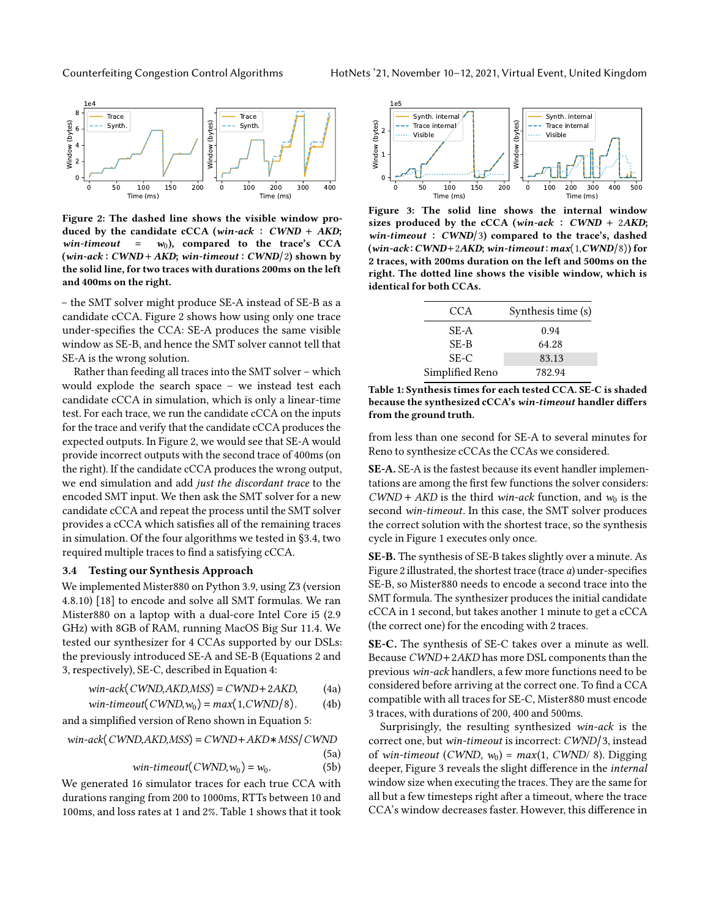Figure 2: The dashed line shows the visible window produced by the candidate cCCA (*win-ack* : $CWND + AKD$; *win-timeout* = $w_0$), compared to the trace's CCA (*win-ack* : $CWND + AKD$; *win-timeout* : $CWND/2$) shown by the solid line, for two traces with durations 200ms on the left and 400ms on the right.

– the SMT solver might produce SE-A instead of SE-B as a candidate cCCA. Figure 2 shows how using only one trace under-specifies the CCA: SE-A produces the same visible window as SE-B, and hence the SMT solver cannot tell that SE-A is the wrong solution.

Rather than feeding all traces into the SMT solver – which would explode the search space – we instead test each candidate cCCA in simulation, which is only a linear-time test. For each trace, we run the candidate cCCA on the inputs for the trace and verify that the candidate cCCA produces the expected outputs. In Figure 2, we would see that SE-A would provide incorrect outputs with the second trace of 400ms (on the right). If the candidate cCCA produces the wrong output, we end simulation and add *just the discordant trace* to the encoded SMT input. We then ask the SMT solver for a new candidate cCCA and repeat the process until the SMT solver provides a cCCA which satisfies all of the remaining traces in simulation. Of the four algorithms we tested in §3.4, two required multiple traces to find a satisfying cCCA.

### 3.4 Testing our Synthesis Approach

We implemented Mister880 on Python 3.9, using Z3 (version 4.8.10) [18] to encode and solve all SMT formulas. We ran Mister880 on a laptop with a dual-core Intel Core i5 (2.9 GHz) with 8GB of RAM, running MacOS Big Sur 11.4. We tested our synthesizer for 4 CCAs supported by our DSLs: the previously introduced SE-A and SE-B (Equations 2 and 3, respectively), SE-C, described in Equation 4:

$$win\text{-}ack(CWND, AKD, MSS) = CWND + 2AKD, \quad (4a)$$

$$win\text{-}timeout(CWND, w_0) = max(1, CWND/8). \quad (4b)$$

and a simplified version of Reno shown in Equation 5:

$$win\text{-}ack(CWND, AKD, MSS) = CWND + AKD * MSS/CWND \quad (5a)$$

$$win\text{-}timeout(CWND, w_0) = w_0. \quad (5b)$$

We generated 16 simulator traces for each true CCA with durations ranging from 200 to 1000ms, RTTs between 10 and 100ms, and loss rates at 1 and 2%. Table 1 shows that it took from less than one second for SE-A to several minutes for Reno to synthesize cCCAs the CCAs we considered.

Figure 3: The solid line shows the internal window sizes produced by the cCCA (*win-ack* : $CWND + 2AKD$; *win-timeout* : $CWND/3$) compared to the trace's, dashed (*win-ack* : $CWND + 2AKD$; *win-timeout* : $max(1, CWND/8)$) for 2 traces, with 200ms duration on the left and 500ms on the right. The dotted line shows the visible window, which is identical for both CCAs.

| CCA | Synthesis time (s) |
|---|---|
| SE-A | 0.94 |
| SE-B | 64.28 |
| SE-C | 83.13 |
| Simplified Reno | 782.94 |

Table 1: Synthesis times for each tested CCA. SE-C is shaded because the synthesized cCCA's *win-timeout* handler differs from the ground truth.

**SE-A.** SE-A is the fastest because its event handler implementations are among the first few functions the solver considers: $CWND + AKD$ is the third *win-ack* function, and $w_0$ is the second *win-timeout*. In this case, the SMT solver produces the correct solution with the shortest trace, so the synthesis cycle in Figure 1 executes only once.

**SE-B.** The synthesis of SE-B takes slightly over a minute. As Figure 2 illustrated, the shortest trace (trace *a*) under-specifies SE-B, so Mister880 needs to encode a second trace into the SMT formula. The synthesizer produces the initial candidate cCCA in 1 second, but takes another 1 minute to get a cCCA (the correct one) for the encoding with 2 traces.

**SE-C.** The synthesis of SE-C takes over a minute as well. Because $CWND + 2AKD$ has more DSL components than the previous *win-ack* handlers, a few more functions need to be considered before arriving at the correct one. To find a CCA compatible with all traces for SE-C, Mister880 must encode 3 traces, with durations of 200, 400 and 500ms.

Surprisingly, the resulting synthesized *win-ack* is the correct one, but *win-timeout* is incorrect: $CWND/3$, instead of *win-timeout* ($CWND$, $w_0$) = $max(1, CWND/8)$. Digging deeper, Figure 3 reveals the slight difference in the *internal* window size when executing the traces. They are the same for all but a few timesteps right after a timeout, where the trace CCA's window decreases faster. However, this difference in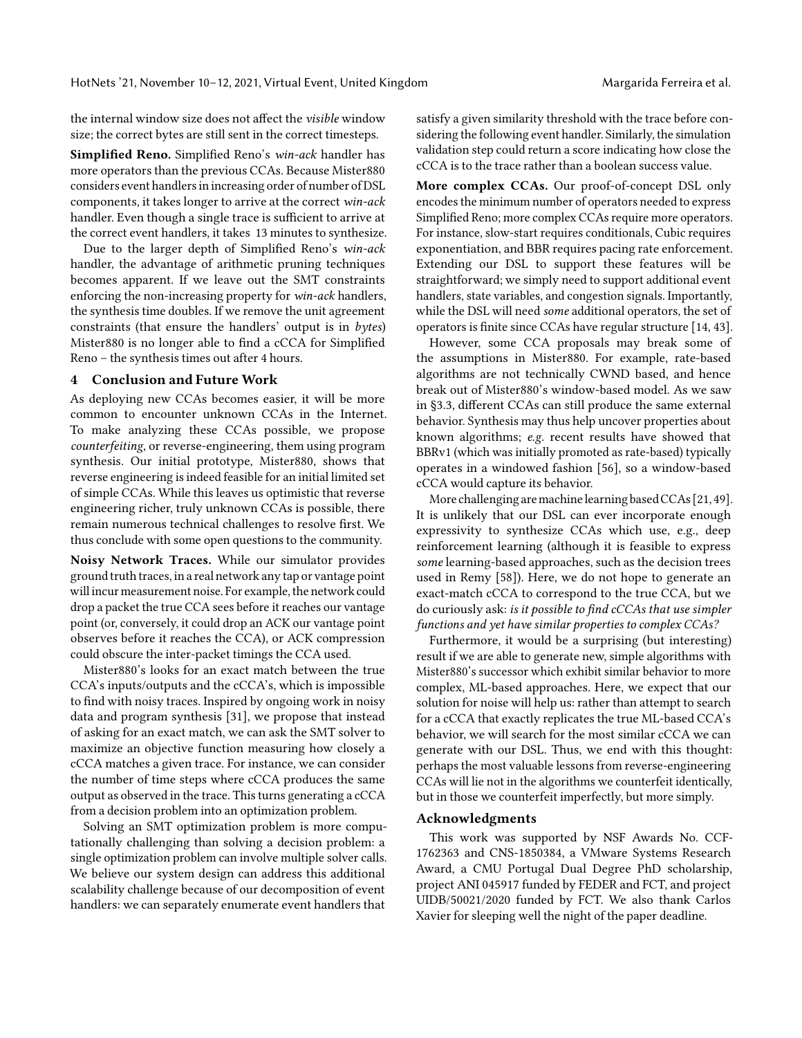the internal window size does not affect the *visible* window size; the correct bytes are still sent in the correct timesteps.

**Simplified Reno.** Simplified Reno's *win-ack* handler has more operators than the previous CCAs. Because Mister880 considers event handlers in increasing order of number of DSL components, it takes longer to arrive at the correct *win-ack* handler. Even though a single trace is sufficient to arrive at the correct event handlers, it takes 13 minutes to synthesize.

Due to the larger depth of Simplified Reno's *win-ack* handler, the advantage of arithmetic pruning techniques becomes apparent. If we leave out the SMT constraints enforcing the non-increasing property for *win-ack* handlers, the synthesis time doubles. If we remove the unit agreement constraints (that ensure the handlers' output is in *bytes*) Mister880 is no longer able to find a cCCA for Simplified Reno – the synthesis times out after 4 hours.

## 4 Conclusion and Future Work

As deploying new CCAs becomes easier, it will be more common to encounter unknown CCAs in the Internet. To make analyzing these CCAs possible, we propose *counterfeiting*, or reverse-engineering, them using program synthesis. Our initial prototype, Mister880, shows that reverse engineering is indeed feasible for an initial limited set of simple CCAs. While this leaves us optimistic that reverse engineering richer, truly unknown CCAs is possible, there remain numerous technical challenges to resolve first. We thus conclude with some open questions to the community.

**Noisy Network Traces.** While our simulator provides ground truth traces, in a real network any tap or vantage point will incur measurement noise. For example, the network could drop a packet the true CCA sees before it reaches our vantage point (or, conversely, it could drop an ACK our vantage point observes before it reaches the CCA), or ACK compression could obscure the inter-packet timings the CCA used.

Mister880's looks for an exact match between the true CCA's inputs/outputs and the cCCA's, which is impossible to find with noisy traces. Inspired by ongoing work in noisy data and program synthesis [31], we propose that instead of asking for an exact match, we can ask the SMT solver to maximize an objective function measuring how closely a cCCA matches a given trace. For instance, we can consider the number of time steps where cCCA produces the same output as observed in the trace. This turns generating a cCCA from a decision problem into an optimization problem.

Solving an SMT optimization problem is more computationally challenging than solving a decision problem: a single optimization problem can involve multiple solver calls. We believe our system design can address this additional scalability challenge because of our decomposition of event handlers: we can separately enumerate event handlers that satisfy a given similarity threshold with the trace before considering the following event handler. Similarly, the simulation validation step could return a score indicating how close the cCCA is to the trace rather than a boolean success value.

**More complex CCAs.** Our proof-of-concept DSL only encodes the minimum number of operators needed to express Simplified Reno; more complex CCAs require more operators. For instance, slow-start requires conditionals, Cubic requires exponentiation, and BBR requires pacing rate enforcement. Extending our DSL to support these features will be straightforward; we simply need to support additional event handlers, state variables, and congestion signals. Importantly, while the DSL will need *some* additional operators, the set of operators is finite since CCAs have regular structure [14, 43].

However, some CCA proposals may break some of the assumptions in Mister880. For example, rate-based algorithms are not technically CWND based, and hence break out of Mister880's window-based model. As we saw in §3.3, different CCAs can still produce the same external behavior. Synthesis may thus help uncover properties about known algorithms; *e.g.* recent results have showed that BBRv1 (which was initially promoted as rate-based) typically operates in a windowed fashion [56], so a window-based cCCA would capture its behavior.

More challenging are machine learning based CCAs [21, 49]. It is unlikely that our DSL can ever incorporate enough expressivity to synthesize CCAs which use, e.g., deep reinforcement learning (although it is feasible to express *some* learning-based approaches, such as the decision trees used in Remy [58]). Here, we do not hope to generate an exact-match cCCA to correspond to the true CCA, but we do curiously ask: *is it possible to find cCCAs that use simpler functions and yet have similar properties to complex CCAs?*

Furthermore, it would be a surprising (but interesting) result if we are able to generate new, simple algorithms with Mister880's successor which exhibit similar behavior to more complex, ML-based approaches. Here, we expect that our solution for noise will help us: rather than attempt to search for a cCCA that exactly replicates the true ML-based CCA's behavior, we will search for the most similar cCCA we can generate with our DSL. Thus, we end with this thought: perhaps the most valuable lessons from reverse-engineering CCAs will lie not in the algorithms we counterfeit identically, but in those we counterfeit imperfectly, but more simply.

## Acknowledgments

This work was supported by NSF Awards No. CCF-1762363 and CNS-1850384, a VMware Systems Research Award, a CMU Portugal Dual Degree PhD scholarship, project ANI 045917 funded by FEDER and FCT, and project UIDB/50021/2020 funded by FCT. We also thank Carlos Xavier for sleeping well the night of the paper deadline.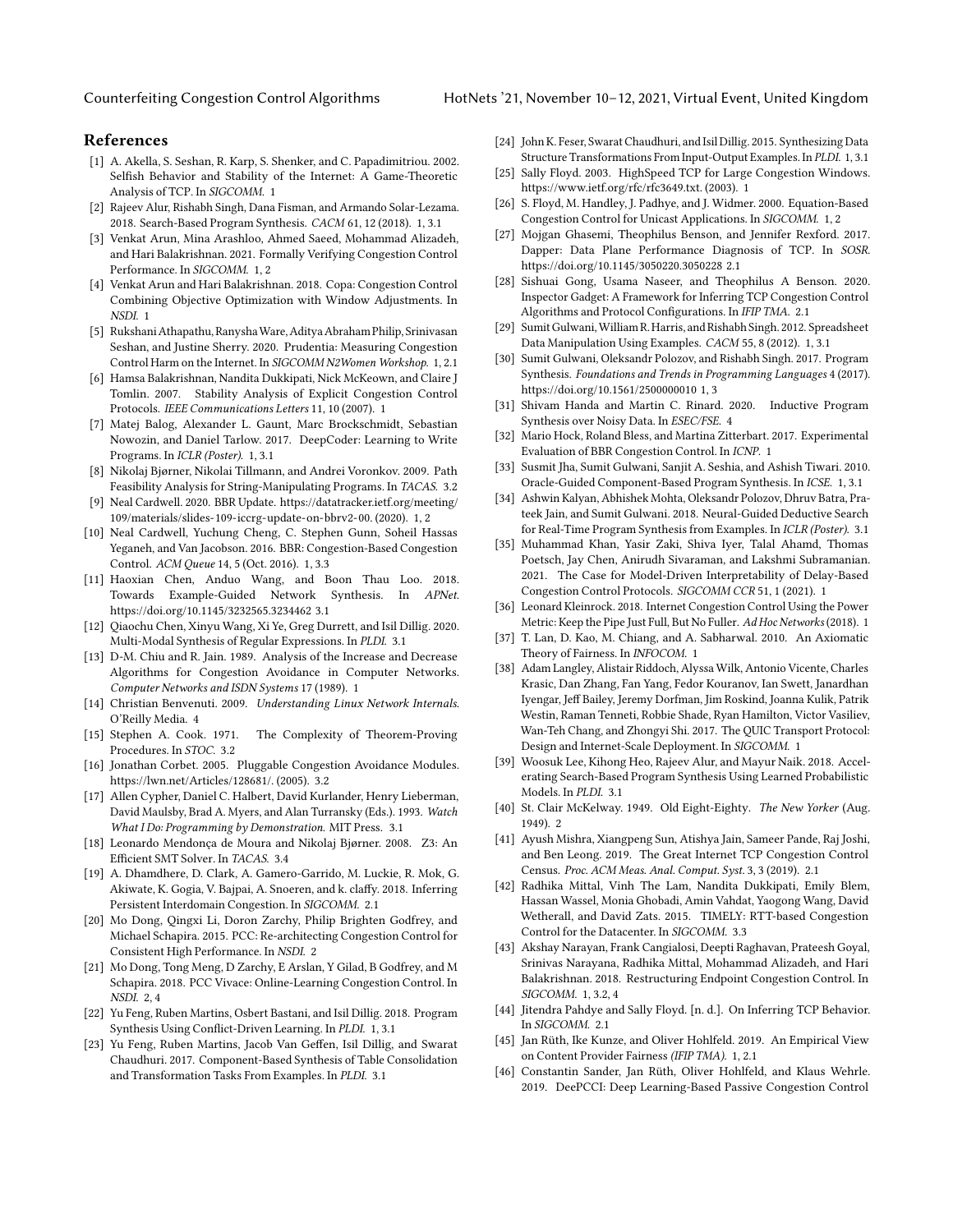## References

- [1] A. Akella, S. Seshan, R. Karp, S. Shenker, and C. Papadimitriou. 2002. Selfish Behavior and Stability of the Internet: A Game-Theoretic Analysis of TCP. In *SIGCOMM*. 1
- [2] Rajeev Alur, Rishabh Singh, Dana Fisman, and Armando Solar-Lezama. 2018. Search-Based Program Synthesis. *CACM* 61, 12 (2018). 1, 3.1
- [3] Venkat Arun, Mina Arashloo, Ahmed Saeed, Mohammad Alizadeh, and Hari Balakrishnan. 2021. Formally Verifying Congestion Control Performance. In *SIGCOMM*. 1, 2
- [4] Venkat Arun and Hari Balakrishnan. 2018. Copa: Congestion Control Combining Objective Optimization with Window Adjustments. In *NSDI*. 1
- [5] Rukshani Athapathu, Ranysha Ware, Aditya Abraham Philip, Srinivasan Seshan, and Justine Sherry. 2020. Prudentia: Measuring Congestion Control Harm on the Internet. In *SIGCOMM N2Women Workshop*. 1, 2.1
- [6] Hamsa Balakrishnan, Nandita Dukkipati, Nick McKeown, and Claire J Tomlin. 2007. Stability Analysis of Explicit Congestion Control Protocols. *IEEE Communications Letters* 11, 10 (2007). 1
- [7] Matej Balog, Alexander L. Gaunt, Marc Brockschmidt, Sebastian Nowozin, and Daniel Tarlow. 2017. DeepCoder: Learning to Write Programs. In *ICLR (Poster)*. 1, 3.1
- [8] Nikolaj Bjørner, Nikolai Tillmann, and Andrei Voronkov. 2009. Path Feasibility Analysis for String-Manipulating Programs. In *TACAS*. 3.2
- [9] Neal Cardwell. 2020. BBR Update. https://datatracker.ietf.org/meeting/109/materials/slides-109-iccrg-update-on-bbrv2-00. (2020). 1, 2
- [10] Neal Cardwell, Yuchung Cheng, C. Stephen Gunn, Soheil Hassas Yeganeh, and Van Jacobson. 2016. BBR: Congestion-Based Congestion Control. *ACM Queue* 14, 5 (Oct. 2016). 1, 3.3
- [11] Haoxian Chen, Anduo Wang, and Boon Thau Loo. 2018. Towards Example-Guided Network Synthesis. In *APNet*. https://doi.org/10.1145/3232565.3234462 3.1
- [12] Qiaochu Chen, Xinyu Wang, Xi Ye, Greg Durrett, and Isil Dillig. 2020. Multi-Modal Synthesis of Regular Expressions. In *PLDI*. 3.1
- [13] D-M. Chiu and R. Jain. 1989. Analysis of the Increase and Decrease Algorithms for Congestion Avoidance in Computer Networks. *Computer Networks and ISDN Systems* 17 (1989). 1
- [14] Christian Benvenuti. 2009. *Understanding Linux Network Internals*. O'Reilly Media. 4
- [15] Stephen A. Cook. 1971. The Complexity of Theorem-Proving Procedures. In *STOC*. 3.2
- [16] Jonathan Corbet. 2005. Pluggable Congestion Avoidance Modules. https://lwn.net/Articles/128681/. (2005). 3.2
- [17] Allen Cypher, Daniel C. Halbert, David Kurlander, Henry Lieberman, David Maulsby, Brad A. Myers, and Alan Turransky (Eds.). 1993. *Watch What I Do: Programming by Demonstration*. MIT Press. 3.1
- [18] Leonardo Mendonça de Moura and Nikolaj Bjørner. 2008. Z3: An Efficient SMT Solver. In *TACAS*. 3.4
- [19] A. Dhamdhere, D. Clark, A. Gamero-Garrido, M. Luckie, R. Mok, G. Akiwate, K. Gogia, V. Bajpai, A. Snoeren, and k. claffy. 2018. Inferring Persistent Interdomain Congestion. In *SIGCOMM*. 2.1
- [20] Mo Dong, Qingxi Li, Doron Zarchy, Philip Brighten Godfrey, and Michael Schapira. 2015. PCC: Re-architecting Congestion Control for Consistent High Performance. In *NSDI*. 2
- [21] Mo Dong, Tong Meng, D Zarchy, E Arslan, Y Gilad, B Godfrey, and M Schapira. 2018. PCC Vivace: Online-Learning Congestion Control. In *NSDI*. 2, 4
- [22] Yu Feng, Ruben Martins, Osbert Bastani, and Isil Dillig. 2018. Program Synthesis Using Conflict-Driven Learning. In *PLDI*. 1, 3.1
- [23] Yu Feng, Ruben Martins, Jacob Van Geffen, Isil Dillig, and Swarat Chaudhuri. 2017. Component-Based Synthesis of Table Consolidation and Transformation Tasks From Examples. In *PLDI*. 3.1
- [24] John K. Feser, Swarat Chaudhuri, and Isil Dillig. 2015. Synthesizing Data Structure Transformations From Input-Output Examples. In *PLDI*. 1, 3.1
- [25] Sally Floyd. 2003. HighSpeed TCP for Large Congestion Windows. https://www.ietf.org/rfc/rfc3649.txt. (2003). 1
- [26] S. Floyd, M. Handley, J. Padhye, and J. Widmer. 2000. Equation-Based Congestion Control for Unicast Applications. In *SIGCOMM*. 1, 2
- [27] Mojgan Ghasemi, Theophilus Benson, and Jennifer Rexford. 2017. Dapper: Data Plane Performance Diagnosis of TCP. In *SOSR*. https://doi.org/10.1145/3050220.3050228 2.1
- [28] Sishuai Gong, Usama Naseer, and Theophilus A Benson. 2020. Inspector Gadget: A Framework for Inferring TCP Congestion Control Algorithms and Protocol Configurations. In *IFIP TMA*. 2.1
- [29] Sumit Gulwani, William R. Harris, and Rishabh Singh. 2012. Spreadsheet Data Manipulation Using Examples. *CACM* 55, 8 (2012). 1, 3.1
- [30] Sumit Gulwani, Oleksandr Polozov, and Rishabh Singh. 2017. Program Synthesis. *Foundations and Trends in Programming Languages* 4 (2017). https://doi.org/10.1561/2500000010 1, 3
- [31] Shivam Handa and Martin C. Rinard. 2020. Inductive Program Synthesis over Noisy Data. In *ESEC/FSE*. 4
- [32] Mario Hock, Roland Bless, and Martina Zitterbart. 2017. Experimental Evaluation of BBR Congestion Control. In *ICNP*. 1
- [33] Susmit Jha, Sumit Gulwani, Sanjit A. Seshia, and Ashish Tiwari. 2010. Oracle-Guided Component-Based Program Synthesis. In *ICSE*. 1, 3.1
- [34] Ashwin Kalyan, Abhishek Mohta, Oleksandr Polozov, Dhruv Batra, Prateek Jain, and Sumit Gulwani. 2018. Neural-Guided Deductive Search for Real-Time Program Synthesis from Examples. In *ICLR (Poster)*. 3.1
- [35] Muhammad Khan, Yasir Zaki, Shiva Iyer, Talal Ahamd, Thomas Poetsch, Jay Chen, Anirudh Sivaraman, and Lakshmi Subramanian. 2021. The Case for Model-Driven Interpretability of Delay-Based Congestion Control Protocols. *SIGCOMM CCR* 51, 1 (2021). 1
- [36] Leonard Kleinrock. 2018. Internet Congestion Control Using the Power Metric: Keep the Pipe Just Full, But No Fuller. *Ad Hoc Networks* (2018). 1
- [37] T. Lan, D. Kao, M. Chiang, and A. Sabharwal. 2010. An Axiomatic Theory of Fairness. In *INFOCOM*. 1
- [38] Adam Langley, Alistair Riddoch, Alyssa Wilk, Antonio Vicente, Charles Krasic, Dan Zhang, Fan Yang, Fedor Kouranov, Ian Swett, Janardhan Iyengar, Jeff Bailey, Jeremy Dorfman, Jim Roskind, Joanna Kulik, Patrik Westin, Raman Tenneti, Robbie Shade, Ryan Hamilton, Victor Vasiliev, Wan-Teh Chang, and Zhongyi Shi. 2017. The QUIC Transport Protocol: Design and Internet-Scale Deployment. In *SIGCOMM*. 1
- [39] Woosuk Lee, Kihong Heo, Rajeev Alur, and Mayur Naik. 2018. Accelerating Search-Based Program Synthesis Using Learned Probabilistic Models. In *PLDI*. 3.1
- [40] St. Clair McKelway. 1949. Old Eight-Eighty. *The New Yorker* (Aug. 1949). 2
- [41] Ayush Mishra, Xiangpeng Sun, Atishya Jain, Sameer Pande, Raj Joshi, and Ben Leong. 2019. The Great Internet TCP Congestion Control Census. *Proc. ACM Meas. Anal. Comput. Syst.* 3, 3 (2019). 2.1
- [42] Radhika Mittal, Vinh The Lam, Nandita Dukkipati, Emily Blem, Hassan Wassel, Monia Ghobadi, Amin Vahdat, Yaogong Wang, David Wetherall, and David Zats. 2015. TIMELY: RTT-based Congestion Control for the Datacenter. In *SIGCOMM*. 3.3
- [43] Akshay Narayan, Frank Cangialosi, Deepti Raghavan, Prateek Goyal, Srinivas Narayana, Radhika Mittal, Mohammad Alizadeh, and Hari Balakrishnan. 2018. Restructuring Endpoint Congestion Control. In *SIGCOMM*. 1, 3.2, 4
- [44] Jitendra Pahdye and Sally Floyd. [n. d.]. On Inferring TCP Behavior. In *SIGCOMM*. 2.1
- [45] Jan Rüth, Ike Kunze, and Oliver Hohlfeld. 2019. An Empirical View on Content Provider Fairness *(IFIP TMA)*. 1, 2.1
- [46] Constantin Sander, Jan Rüth, Oliver Hohlfeld, and Klaus Wehrle. 2019. DeePCCI: Deep Learning-Based Passive Congestion Control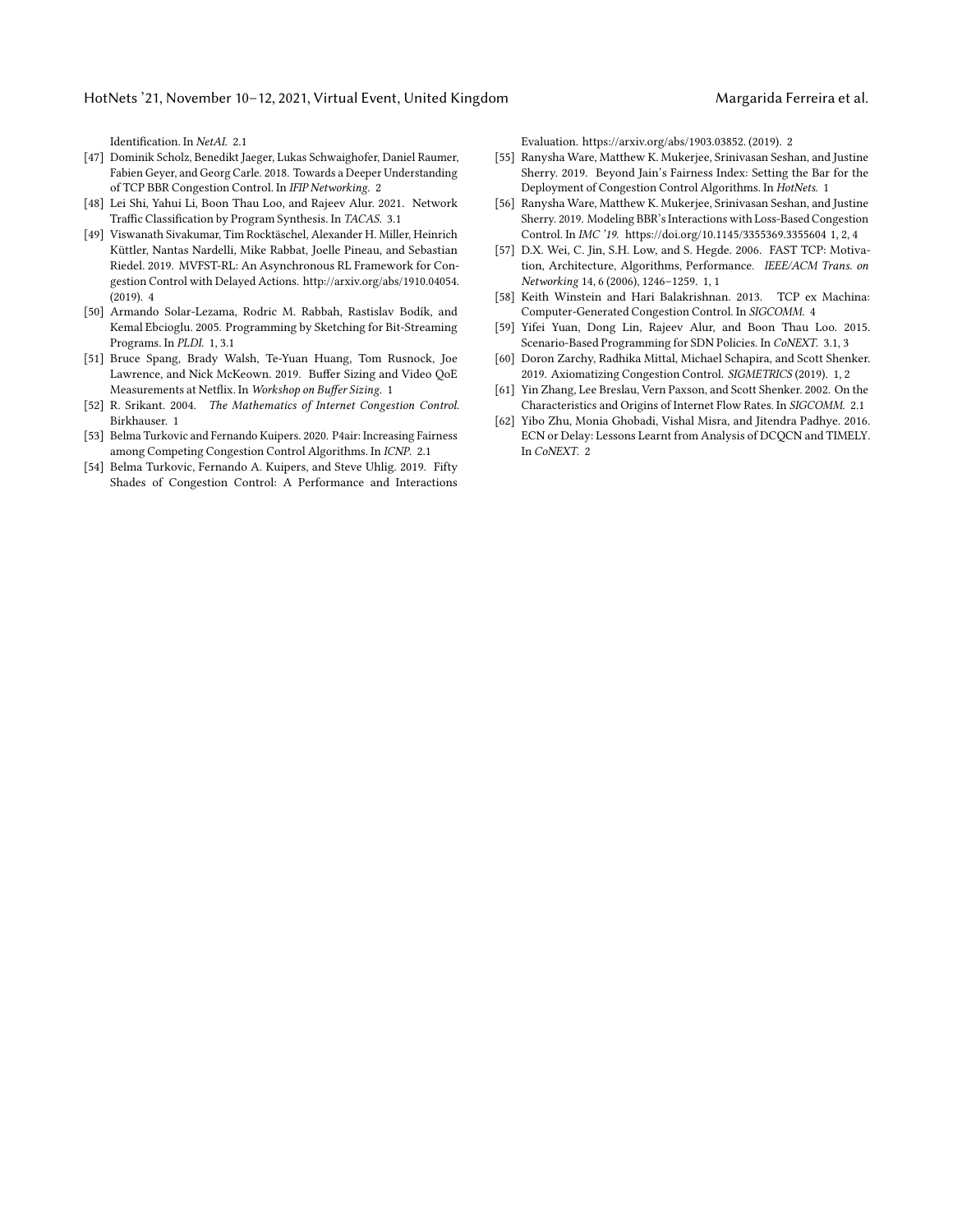Identification. In *NetAI*. 2.1

- [47] Dominik Scholz, Benedikt Jaeger, Lukas Schwaighofer, Daniel Raumer, Fabien Geyer, and Georg Carle. 2018. Towards a Deeper Understanding of TCP BBR Congestion Control. In *IFIP Networking*. 2
- [48] Lei Shi, Yahui Li, Boon Thau Loo, and Rajeev Alur. 2021. Network Traffic Classification by Program Synthesis. In *TACAS*. 3.1
- [49] Viswanath Sivakumar, Tim Rocktäschel, Alexander H. Miller, Heinrich Küttler, Nantas Nardelli, Mike Rabbat, Joelle Pineau, and Sebastian Riedel. 2019. MVFST-RL: An Asynchronous RL Framework for Congestion Control with Delayed Actions. http://arxiv.org/abs/1910.04054. (2019). 4
- [50] Armando Solar-Lezama, Rodric M. Rabbah, Rastislav Bodík, and Kemal Ebcioglu. 2005. Programming by Sketching for Bit-Streaming Programs. In *PLDI*. 1, 3.1
- [51] Bruce Spang, Brady Walsh, Te-Yuan Huang, Tom Rusnock, Joe Lawrence, and Nick McKeown. 2019. Buffer Sizing and Video QoE Measurements at Netflix. In *Workshop on Buffer Sizing*. 1
- [52] R. Srikant. 2004. *The Mathematics of Internet Congestion Control*. Birkhauser. 1
- [53] Belma Turkovic and Fernando Kuipers. 2020. P4air: Increasing Fairness among Competing Congestion Control Algorithms. In *ICNP*. 2.1
- [54] Belma Turkovic, Fernando A. Kuipers, and Steve Uhlig. 2019. Fifty Shades of Congestion Control: A Performance and Interactions Evaluation. https://arxiv.org/abs/1903.03852. (2019). 2
- [55] Ranysha Ware, Matthew K. Mukerjee, Srinivasan Seshan, and Justine Sherry. 2019. Beyond Jain's Fairness Index: Setting the Bar for the Deployment of Congestion Control Algorithms. In *HotNets*. 1
- [56] Ranysha Ware, Matthew K. Mukerjee, Srinivasan Seshan, and Justine Sherry. 2019. Modeling BBR's Interactions with Loss-Based Congestion Control. In *IMC '19*. https://doi.org/10.1145/3355369.3355604 1, 2, 4
- [57] D.X. Wei, C. Jin, S.H. Low, and S. Hegde. 2006. FAST TCP: Motivation, Architecture, Algorithms, Performance. *IEEE/ACM Trans. on Networking* 14, 6 (2006), 1246–1259. 1, 1
- [58] Keith Winstein and Hari Balakrishnan. 2013. TCP ex Machina: Computer-Generated Congestion Control. In *SIGCOMM*. 4
- [59] Yifei Yuan, Dong Lin, Rajeev Alur, and Boon Thau Loo. 2015. Scenario-Based Programming for SDN Policies. In *CoNEXT*. 3.1, 3
- [60] Doron Zarchy, Radhika Mittal, Michael Schapira, and Scott Shenker. 2019. Axiomatizing Congestion Control. *SIGMETRICS* (2019). 1, 2
- [61] Yin Zhang, Lee Breslau, Vern Paxson, and Scott Shenker. 2002. On the Characteristics and Origins of Internet Flow Rates. In *SIGCOMM*. 2.1
- [62] Yibo Zhu, Monia Ghobadi, Vishal Misra, and Jitendra Padhye. 2016. ECN or Delay: Lessons Learnt from Analysis of DCQCN and TIMELY. In *CoNEXT*. 2